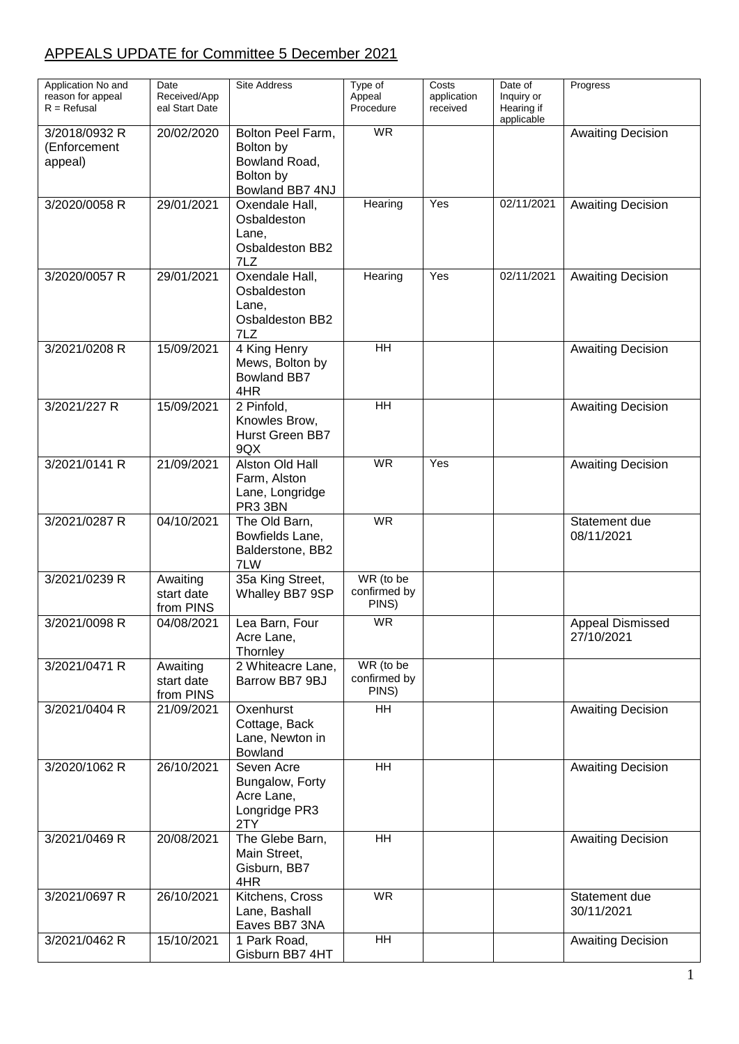# APPEALS UPDATE for Committee 5 December 2021

| Application No and reason for appeal R = Refusal | Date Received/Appeal Start Date | Site Address | Type of Appeal Procedure | Costs application received | Date of Inquiry or Hearing if applicable | Progress |
|---|---|---|---|---|---|---|
| 3/2018/0932 R (Enforcement appeal) | 20/02/2020 | Bolton Peel Farm, Bolton by Bowland Road, Bolton by Bowland BB7 4NJ | WR | | | Awaiting Decision |
| 3/2020/0058 R | 29/01/2021 | Oxendale Hall, Osbaldeston Lane, Osbaldeston BB2 7LZ | Hearing | Yes | 02/11/2021 | Awaiting Decision |
| 3/2020/0057 R | 29/01/2021 | Oxendale Hall, Osbaldeston Lane, Osbaldeston BB2 7LZ | Hearing | Yes | 02/11/2021 | Awaiting Decision |
| 3/2021/0208 R | 15/09/2021 | 4 King Henry Mews, Bolton by Bowland BB7 4HR | HH | | | Awaiting Decision |
| 3/2021/227 R | 15/09/2021 | 2 Pinfold, Knowles Brow, Hurst Green BB7 9QX | HH | | | Awaiting Decision |
| 3/2021/0141 R | 21/09/2021 | Alston Old Hall Farm, Alston Lane, Longridge PR3 3BN | WR | Yes | | Awaiting Decision |
| 3/2021/0287 R | 04/10/2021 | The Old Barn, Bowfields Lane, Balderstone, BB2 7LW | WR | | | Statement due 08/11/2021 |
| 3/2021/0239 R | Awaiting start date from PINS | 35a King Street, Whalley BB7 9SP | WR (to be confirmed by PINS) | | | |
| 3/2021/0098 R | 04/08/2021 | Lea Barn, Four Acre Lane, Thornley | WR | | | Appeal Dismissed 27/10/2021 |
| 3/2021/0471 R | Awaiting start date from PINS | 2 Whiteacre Lane, Barrow BB7 9BJ | WR (to be confirmed by PINS) | | | |
| 3/2021/0404 R | 21/09/2021 | Oxenhurst Cottage, Back Lane, Newton in Bowland | HH | | | Awaiting Decision |
| 3/2020/1062 R | 26/10/2021 | Seven Acre Bungalow, Forty Acre Lane, Longridge PR3 2TY | HH | | | Awaiting Decision |
| 3/2021/0469 R | 20/08/2021 | The Glebe Barn, Main Street, Gisburn, BB7 4HR | HH | | | Awaiting Decision |
| 3/2021/0697 R | 26/10/2021 | Kitchens, Cross Lane, Bashall Eaves BB7 3NA | WR | | | Statement due 30/11/2021 |
| 3/2021/0462 R | 15/10/2021 | 1 Park Road, Gisburn BB7 4HT | HH | | | Awaiting Decision |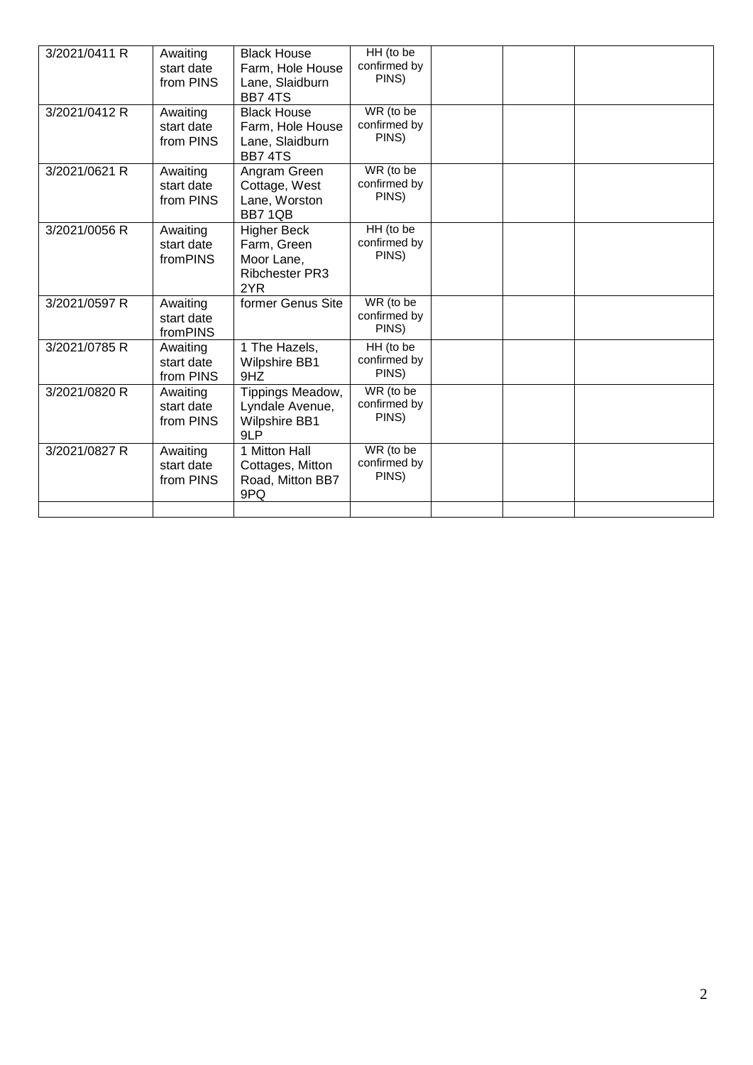| | | | | | | |
|---|---|---|---|---|---|---|
| 3/2021/0411 R | Awaiting start date from PINS | Black House Farm, Hole House Lane, Slaidburn BB7 4TS | HH (to be confirmed by PINS) | | | |
| 3/2021/0412 R | Awaiting start date from PINS | Black House Farm, Hole House Lane, Slaidburn BB7 4TS | WR (to be confirmed by PINS) | | | |
| 3/2021/0621 R | Awaiting start date from PINS | Angram Green Cottage, West Lane, Worston BB7 1QB | WR (to be confirmed by PINS) | | | |
| 3/2021/0056 R | Awaiting start date fromPINS | Higher Beck Farm, Green Moor Lane, Ribchester PR3 2YR | HH (to be confirmed by PINS) | | | |
| 3/2021/0597 R | Awaiting start date fromPINS | former Genus Site | WR (to be confirmed by PINS) | | | |
| 3/2021/0785 R | Awaiting start date from PINS | 1 The Hazels, Wilpshire BB1 9HZ | HH (to be confirmed by PINS) | | | |
| 3/2021/0820 R | Awaiting start date from PINS | Tippings Meadow, Lyndale Avenue, Wilpshire BB1 9LP | WR (to be confirmed by PINS) | | | |
| 3/2021/0827 R | Awaiting start date from PINS | 1 Mitton Hall Cottages, Mitton Road, Mitton BB7 9PQ | WR (to be confirmed by PINS) | | | |
| | | | | | | |